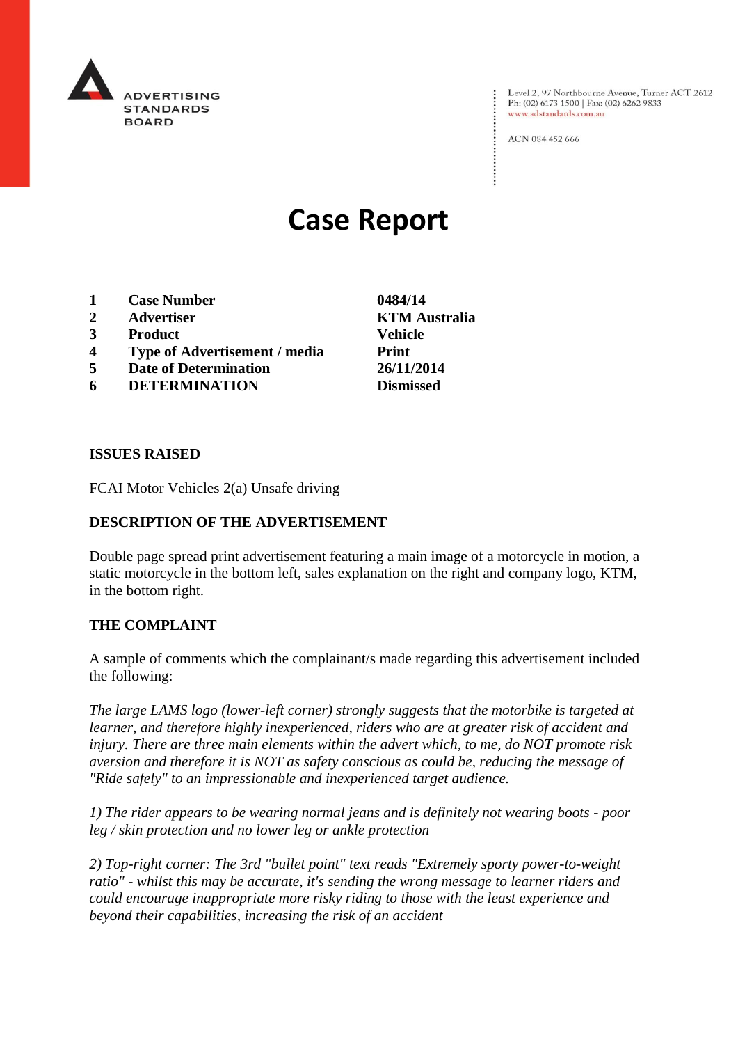ADVERTISING STANDARDS BOARD

Level 2, 97 Northbourne Avenue, Turner ACT 2612
Ph: (02) 6173 1500 | Fax: (02) 6262 9833
www.adstandards.com.au

ACN 084 452 666

# Case Report

| | | |
|---|---|---|
| **1** | **Case Number** | **0484/14** |
| **2** | **Advertiser** | **KTM Australia** |
| **3** | **Product** | **Vehicle** |
| **4** | **Type of Advertisement / media** | **Print** |
| **5** | **Date of Determination** | **26/11/2014** |
| **6** | **DETERMINATION** | **Dismissed** |

## ISSUES RAISED

FCAI Motor Vehicles 2(a) Unsafe driving

## DESCRIPTION OF THE ADVERTISEMENT

Double page spread print advertisement featuring a main image of a motorcycle in motion, a static motorcycle in the bottom left, sales explanation on the right and company logo, KTM, in the bottom right.

## THE COMPLAINT

A sample of comments which the complainant/s made regarding this advertisement included the following:

*The large LAMS logo (lower-left corner) strongly suggests that the motorbike is targeted at learner, and therefore highly inexperienced, riders who are at greater risk of accident and injury. There are three main elements within the advert which, to me, do NOT promote risk aversion and therefore it is NOT as safety conscious as could be, reducing the message of "Ride safely" to an impressionable and inexperienced target audience.*

*1) The rider appears to be wearing normal jeans and is definitely not wearing boots - poor leg / skin protection and no lower leg or ankle protection*

*2) Top-right corner: The 3rd "bullet point" text reads "Extremely sporty power-to-weight ratio" - whilst this may be accurate, it's sending the wrong message to learner riders and could encourage inappropriate more risky riding to those with the least experience and beyond their capabilities, increasing the risk of an accident*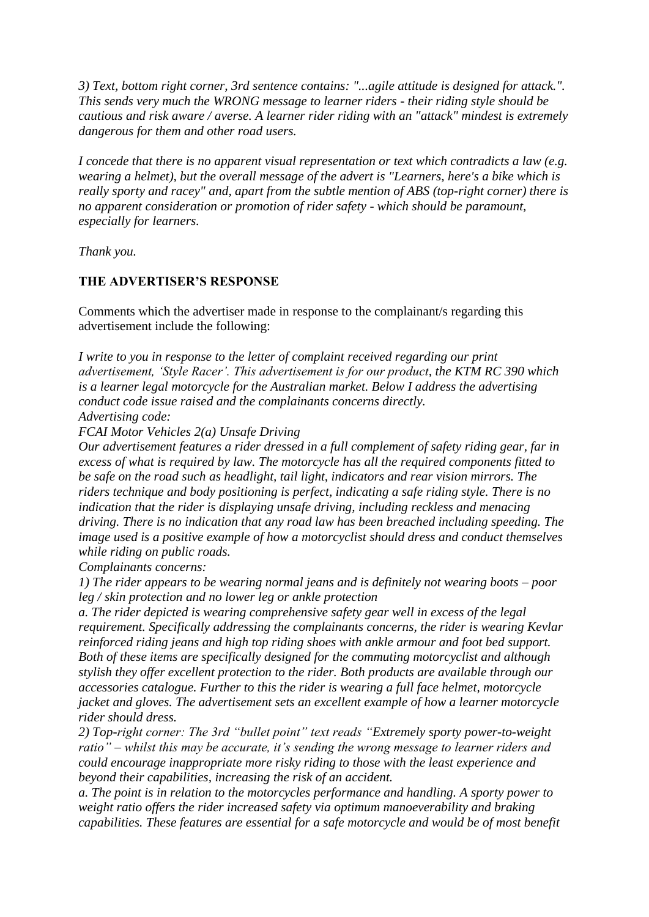*3) Text, bottom right corner, 3rd sentence contains: "...agile attitude is designed for attack.". This sends very much the WRONG message to learner riders - their riding style should be cautious and risk aware / averse. A learner rider riding with an "attack" mindest is extremely dangerous for them and other road users.*

*I concede that there is no apparent visual representation or text which contradicts a law (e.g. wearing a helmet), but the overall message of the advert is "Learners, here's a bike which is really sporty and racey" and, apart from the subtle mention of ABS (top-right corner) there is no apparent consideration or promotion of rider safety - which should be paramount, especially for learners.*

*Thank you.*

**THE ADVERTISER'S RESPONSE**

Comments which the advertiser made in response to the complainant/s regarding this advertisement include the following:

*I write to you in response to the letter of complaint received regarding our print advertisement, 'Style Racer'. This advertisement is for our product, the KTM RC 390 which is a learner legal motorcycle for the Australian market. Below I address the advertising conduct code issue raised and the complainants concerns directly.*
*Advertising code:*
*FCAI Motor Vehicles 2(a) Unsafe Driving*
*Our advertisement features a rider dressed in a full complement of safety riding gear, far in excess of what is required by law. The motorcycle has all the required components fitted to be safe on the road such as headlight, tail light, indicators and rear vision mirrors. The riders technique and body positioning is perfect, indicating a safe riding style. There is no indication that the rider is displaying unsafe driving, including reckless and menacing driving. There is no indication that any road law has been breached including speeding. The image used is a positive example of how a motorcyclist should dress and conduct themselves while riding on public roads.*
*Complainants concerns:*
*1) The rider appears to be wearing normal jeans and is definitely not wearing boots – poor leg / skin protection and no lower leg or ankle protection*
*a. The rider depicted is wearing comprehensive safety gear well in excess of the legal requirement. Specifically addressing the complainants concerns, the rider is wearing Kevlar reinforced riding jeans and high top riding shoes with ankle armour and foot bed support. Both of these items are specifically designed for the commuting motorcyclist and although stylish they offer excellent protection to the rider. Both products are available through our accessories catalogue. Further to this the rider is wearing a full face helmet, motorcycle jacket and gloves. The advertisement sets an excellent example of how a learner motorcycle rider should dress.*
*2) Top-right corner: The 3rd "bullet point" text reads "Extremely sporty power-to-weight ratio" – whilst this may be accurate, it's sending the wrong message to learner riders and could encourage inappropriate more risky riding to those with the least experience and beyond their capabilities, increasing the risk of an accident.*
*a. The point is in relation to the motorcycles performance and handling. A sporty power to weight ratio offers the rider increased safety via optimum manoeverability and braking capabilities. These features are essential for a safe motorcycle and would be of most benefit*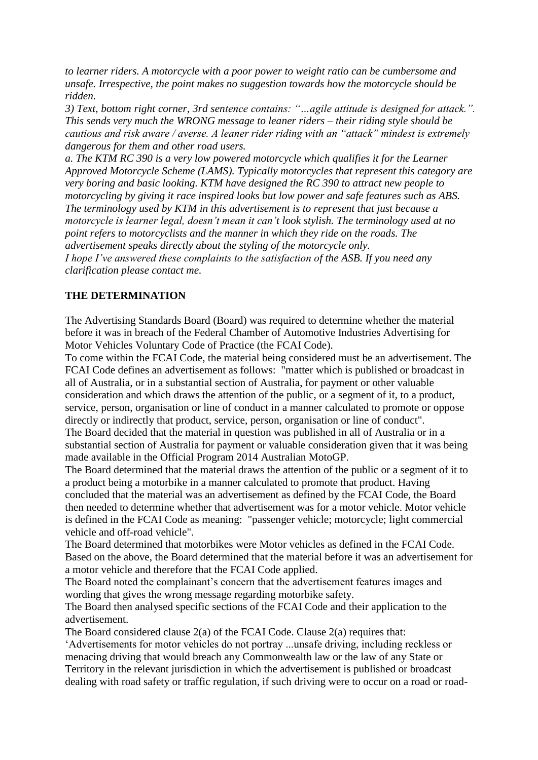*to learner riders. A motorcycle with a poor power to weight ratio can be cumbersome and unsafe. Irrespective, the point makes no suggestion towards how the motorcycle should be ridden.*

*3) Text, bottom right corner, 3rd sentence contains: "…agile attitude is designed for attack.". This sends very much the WRONG message to leaner riders – their riding style should be cautious and risk aware / averse. A leaner rider riding with an "attack" mindest is extremely dangerous for them and other road users.*

*a. The KTM RC 390 is a very low powered motorcycle which qualifies it for the Learner Approved Motorcycle Scheme (LAMS). Typically motorcycles that represent this category are very boring and basic looking. KTM have designed the RC 390 to attract new people to motorcycling by giving it race inspired looks but low power and safe features such as ABS. The terminology used by KTM in this advertisement is to represent that just because a motorcycle is learner legal, doesn't mean it can't look stylish. The terminology used at no point refers to motorcyclists and the manner in which they ride on the roads. The advertisement speaks directly about the styling of the motorcycle only.*

*I hope I've answered these complaints to the satisfaction of the ASB. If you need any clarification please contact me.*

**THE DETERMINATION**

The Advertising Standards Board (Board) was required to determine whether the material before it was in breach of the Federal Chamber of Automotive Industries Advertising for Motor Vehicles Voluntary Code of Practice (the FCAI Code).

To come within the FCAI Code, the material being considered must be an advertisement. The FCAI Code defines an advertisement as follows: "matter which is published or broadcast in all of Australia, or in a substantial section of Australia, for payment or other valuable consideration and which draws the attention of the public, or a segment of it, to a product, service, person, organisation or line of conduct in a manner calculated to promote or oppose directly or indirectly that product, service, person, organisation or line of conduct".

The Board decided that the material in question was published in all of Australia or in a substantial section of Australia for payment or valuable consideration given that it was being made available in the Official Program 2014 Australian MotoGP.

The Board determined that the material draws the attention of the public or a segment of it to a product being a motorbike in a manner calculated to promote that product. Having concluded that the material was an advertisement as defined by the FCAI Code, the Board then needed to determine whether that advertisement was for a motor vehicle. Motor vehicle is defined in the FCAI Code as meaning: "passenger vehicle; motorcycle; light commercial vehicle and off-road vehicle".

The Board determined that motorbikes were Motor vehicles as defined in the FCAI Code. Based on the above, the Board determined that the material before it was an advertisement for a motor vehicle and therefore that the FCAI Code applied.

The Board noted the complainant's concern that the advertisement features images and wording that gives the wrong message regarding motorbike safety.

The Board then analysed specific sections of the FCAI Code and their application to the advertisement.

The Board considered clause 2(a) of the FCAI Code. Clause 2(a) requires that:

'Advertisements for motor vehicles do not portray ...unsafe driving, including reckless or menacing driving that would breach any Commonwealth law or the law of any State or Territory in the relevant jurisdiction in which the advertisement is published or broadcast dealing with road safety or traffic regulation, if such driving were to occur on a road or road-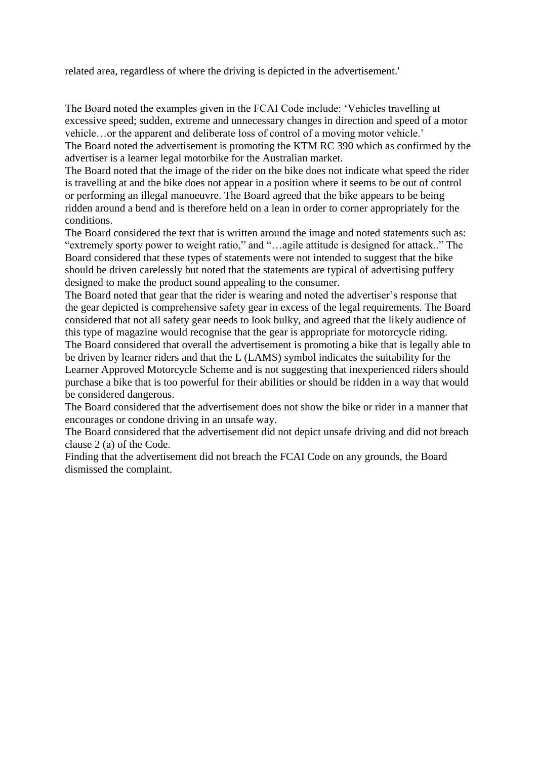related area, regardless of where the driving is depicted in the advertisement.'

The Board noted the examples given in the FCAI Code include: 'Vehicles travelling at excessive speed; sudden, extreme and unnecessary changes in direction and speed of a motor vehicle…or the apparent and deliberate loss of control of a moving motor vehicle.'

The Board noted the advertisement is promoting the KTM RC 390 which as confirmed by the advertiser is a learner legal motorbike for the Australian market.

The Board noted that the image of the rider on the bike does not indicate what speed the rider is travelling at and the bike does not appear in a position where it seems to be out of control or performing an illegal manoeuvre. The Board agreed that the bike appears to be being ridden around a bend and is therefore held on a lean in order to corner appropriately for the conditions.

The Board considered the text that is written around the image and noted statements such as: "extremely sporty power to weight ratio," and "…agile attitude is designed for attack.." The Board considered that these types of statements were not intended to suggest that the bike should be driven carelessly but noted that the statements are typical of advertising puffery designed to make the product sound appealing to the consumer.

The Board noted that gear that the rider is wearing and noted the advertiser's response that the gear depicted is comprehensive safety gear in excess of the legal requirements. The Board considered that not all safety gear needs to look bulky, and agreed that the likely audience of this type of magazine would recognise that the gear is appropriate for motorcycle riding.

The Board considered that overall the advertisement is promoting a bike that is legally able to be driven by learner riders and that the L (LAMS) symbol indicates the suitability for the Learner Approved Motorcycle Scheme and is not suggesting that inexperienced riders should purchase a bike that is too powerful for their abilities or should be ridden in a way that would be considered dangerous.

The Board considered that the advertisement does not show the bike or rider in a manner that encourages or condone driving in an unsafe way.

The Board considered that the advertisement did not depict unsafe driving and did not breach clause 2 (a) of the Code.

Finding that the advertisement did not breach the FCAI Code on any grounds, the Board dismissed the complaint.